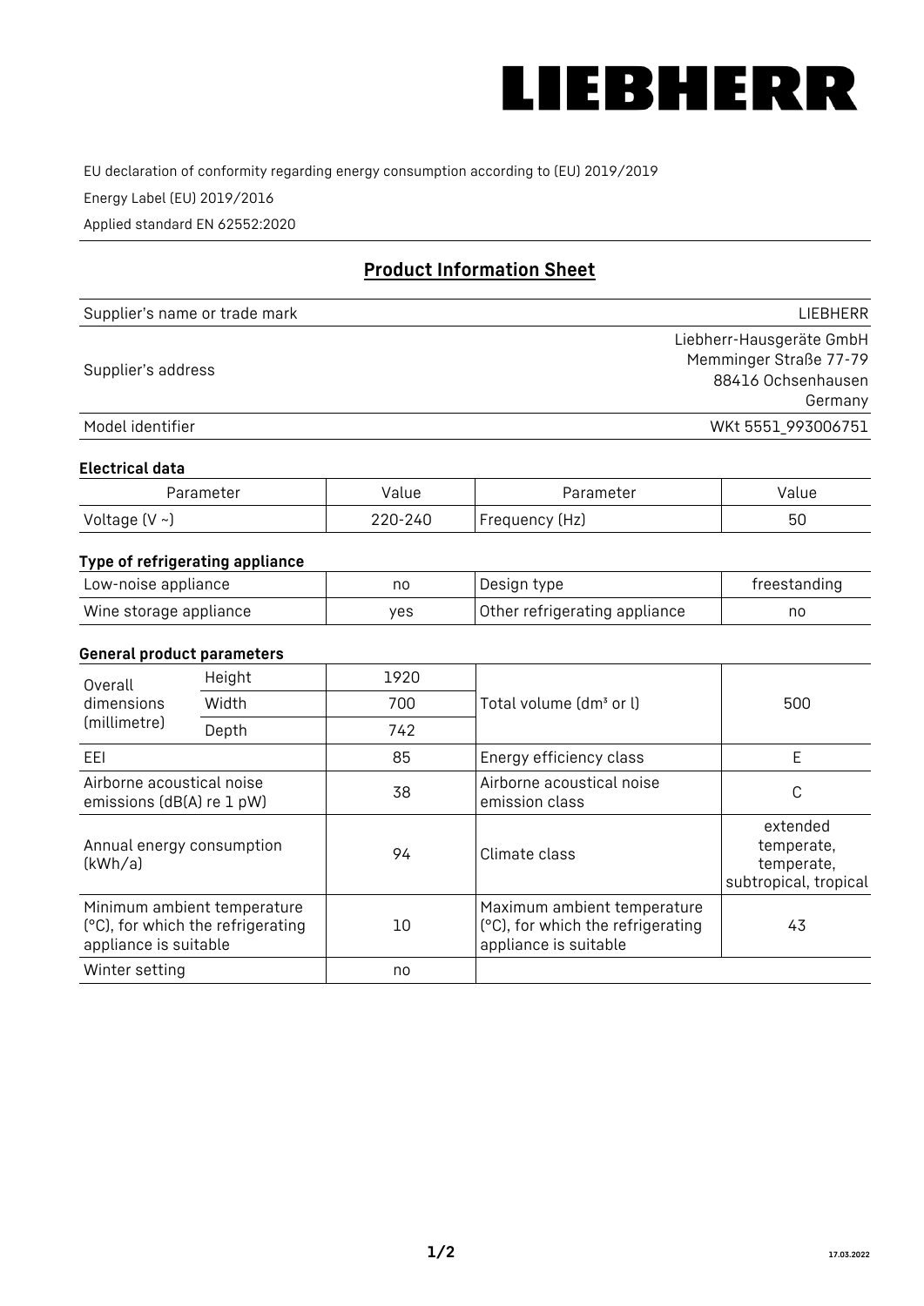# LIEBHERR

EU declaration of conformity regarding energy consumption according to (EU) 2019/2019

Energy Label (EU) 2019/2016

Applied standard EN 62552:2020

## Product Information Sheet

| | |
|---|---|
| Supplier's name or trade mark | LIEBHERR |
| Supplier's address | Liebherr-Hausgeräte GmbH<br>Memminger Straße 77-79<br>88416 Ochsenhausen<br>Germany |
| Model identifier | WKt 5551_993006751 |

### Electrical data

| Parameter | Value | Parameter | Value |
|---|---|---|---|
| Voltage (V ~) | 220-240 | Frequency (Hz) | 50 |

### Type of refrigerating appliance

| | | | |
|---|---|---|---|
| Low-noise appliance | no | Design type | freestanding |
| Wine storage appliance | yes | Other refrigerating appliance | no |

### General product parameters

| | | | | |
|---|---|---|---|---|
| Overall dimensions (millimetre) | Height | 1920 | Total volume (dm³ or l) | 500 |
| | Width | 700 | | |
| | Depth | 742 | | |
| EEI | | 85 | Energy efficiency class | E |
| Airborne acoustical noise emissions (dB(A) re 1 pW) | | 38 | Airborne acoustical noise emission class | C |
| Annual energy consumption (kWh/a) | | 94 | Climate class | extended temperate, temperate, subtropical, tropical |
| Minimum ambient temperature (°C), for which the refrigerating appliance is suitable | | 10 | Maximum ambient temperature (°C), for which the refrigerating appliance is suitable | 43 |
| Winter setting | | no | | |

17.03.2022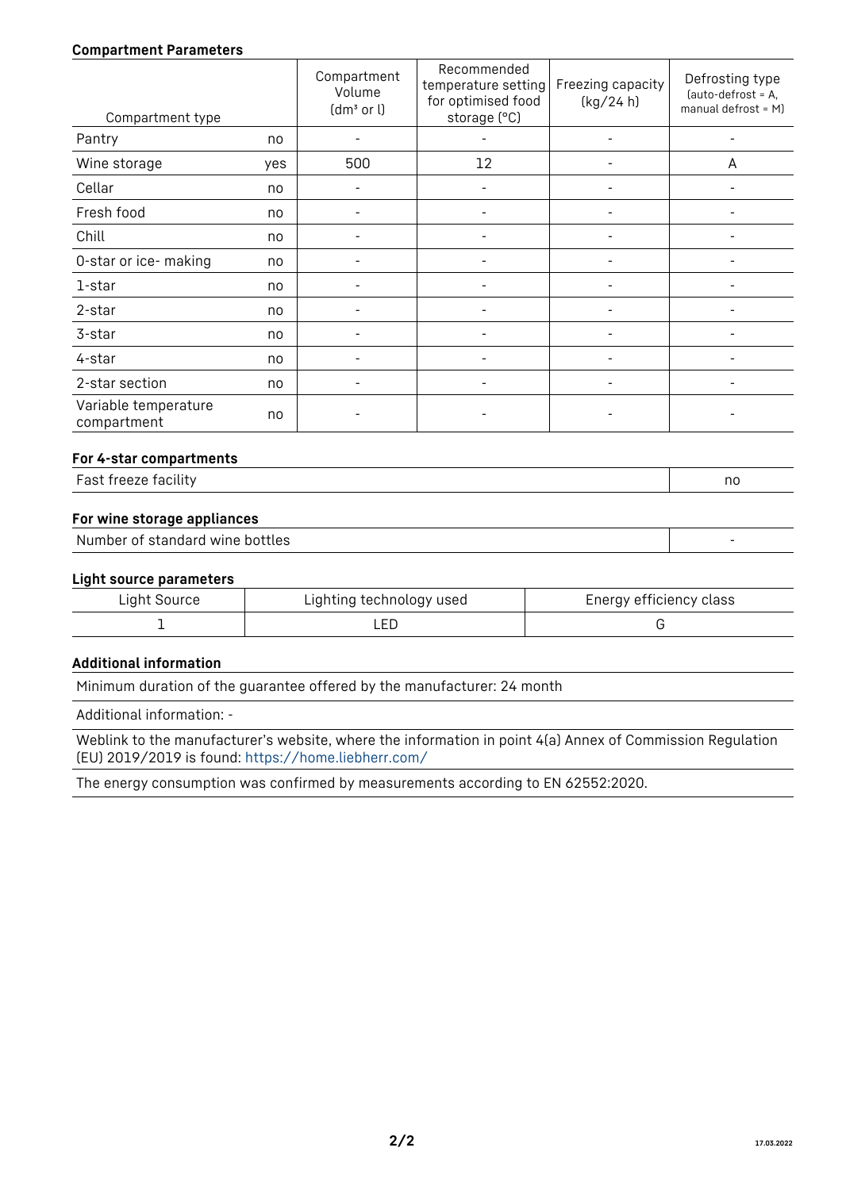**Compartment Parameters**

| Compartment type | | Compartment Volume (dm³ or l) | Recommended temperature setting for optimised food storage (°C) | Freezing capacity (kg/24 h) | Defrosting type (auto-defrost = A, manual defrost = M) |
|---|---|---|---|---|---|
| Pantry | no | - | - | - | - |
| Wine storage | yes | 500 | 12 | - | A |
| Cellar | no | - | - | - | - |
| Fresh food | no | - | - | - | - |
| Chill | no | - | - | - | - |
| 0-star or ice- making | no | - | - | - | - |
| 1-star | no | - | - | - | - |
| 2-star | no | - | - | - | - |
| 3-star | no | - | - | - | - |
| 4-star | no | - | - | - | - |
| 2-star section | no | - | - | - | - |
| Variable temperature compartment | no | - | - | - | - |

**For 4-star compartments**

| | |
|---|---|
| Fast freeze facility | no |

**For wine storage appliances**

| | |
|---|---|
| Number of standard wine bottles | - |

**Light source parameters**

| Light Source | Lighting technology used | Energy efficiency class |
|---|---|---|
| 1 | LED | G |

**Additional information**

Minimum duration of the guarantee offered by the manufacturer: 24 month

Additional information: -

Weblink to the manufacturer's website, where the information in point 4(a) Annex of Commission Regulation (EU) 2019/2019 is found: https://home.liebherr.com/

The energy consumption was confirmed by measurements according to EN 62552:2020.

17.03.2022